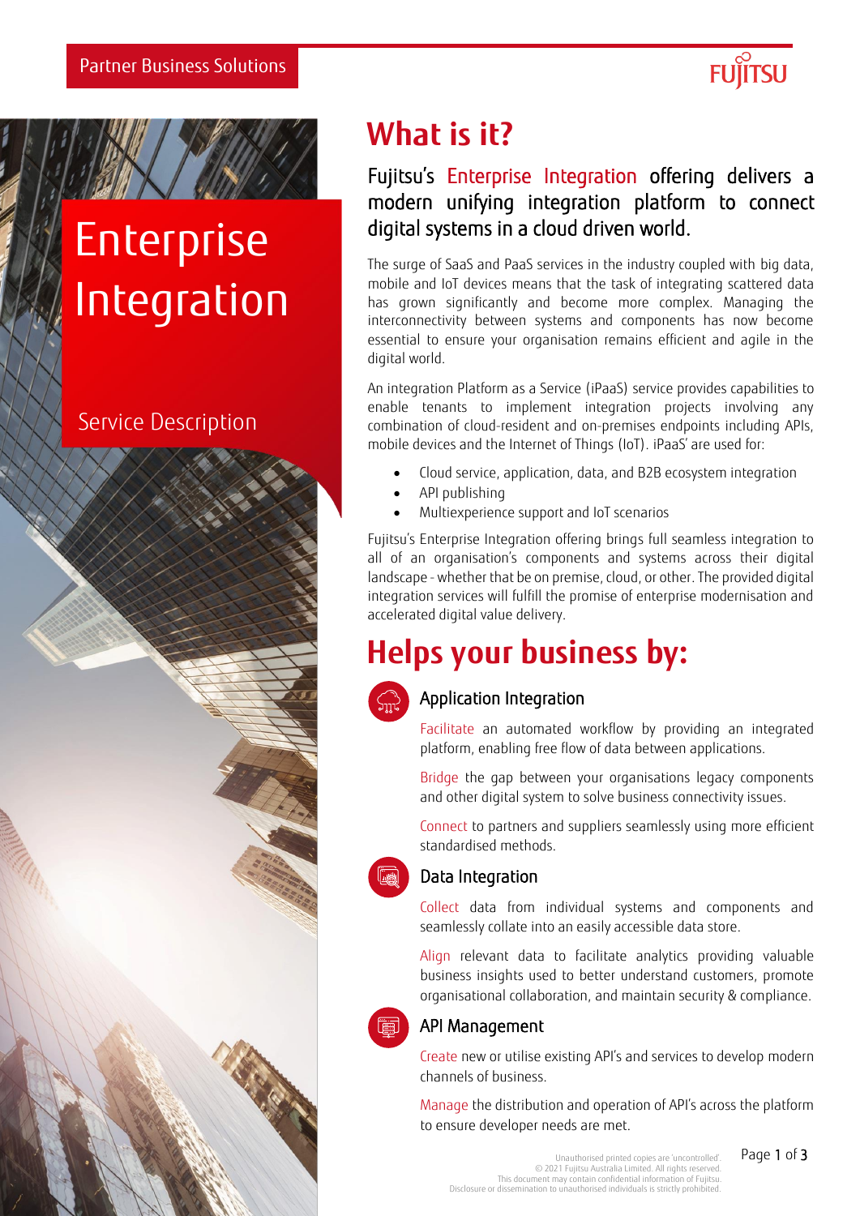Partner Business Solutions

# Enterprise Integration

Service Description

## What is it?

### Fujitsu's Enterprise Integration offering delivers a modern unifying integration platform to connect digital systems in a cloud driven world.

The surge of SaaS and PaaS services in the industry coupled with big data, mobile and IoT devices means that the task of integrating scattered data has grown significantly and become more complex. Managing the interconnectivity between systems and components has now become essential to ensure your organisation remains efficient and agile in the digital world.

An integration Platform as a Service (iPaaS) service provides capabilities to enable tenants to implement integration projects involving any combination of cloud-resident and on-premises endpoints including APIs, mobile devices and the Internet of Things (IoT). iPaaS' are used for:

- Cloud service, application, data, and B2B ecosystem integration
- API publishing
- Multiexperience support and IoT scenarios

Fujitsu's Enterprise Integration offering brings full seamless integration to all of an organisation's components and systems across their digital landscape - whether that be on premise, cloud, or other. The provided digital integration services will fulfill the promise of enterprise modernisation and accelerated digital value delivery.

## Helps your business by:

### Application Integration

Facilitate an automated workflow by providing an integrated platform, enabling free flow of data between applications.

Bridge the gap between your organisations legacy components and other digital system to solve business connectivity issues.

Connect to partners and suppliers seamlessly using more efficient standardised methods.

### Data Integration

Collect data from individual systems and components and seamlessly collate into an easily accessible data store.

Align relevant data to facilitate analytics providing valuable business insights used to better understand customers, promote organisational collaboration, and maintain security & compliance.

### API Management

Create new or utilise existing API's and services to develop modern channels of business.

Manage the distribution and operation of API's across the platform to ensure developer needs are met.

Unauthorised printed copies are 'uncontrolled'.
© 2021 Fujitsu Australia Limited. All rights reserved.
This document may contain confidential information of Fujitsu.
Disclosure or dissemination to unauthorised individuals is strictly prohibited.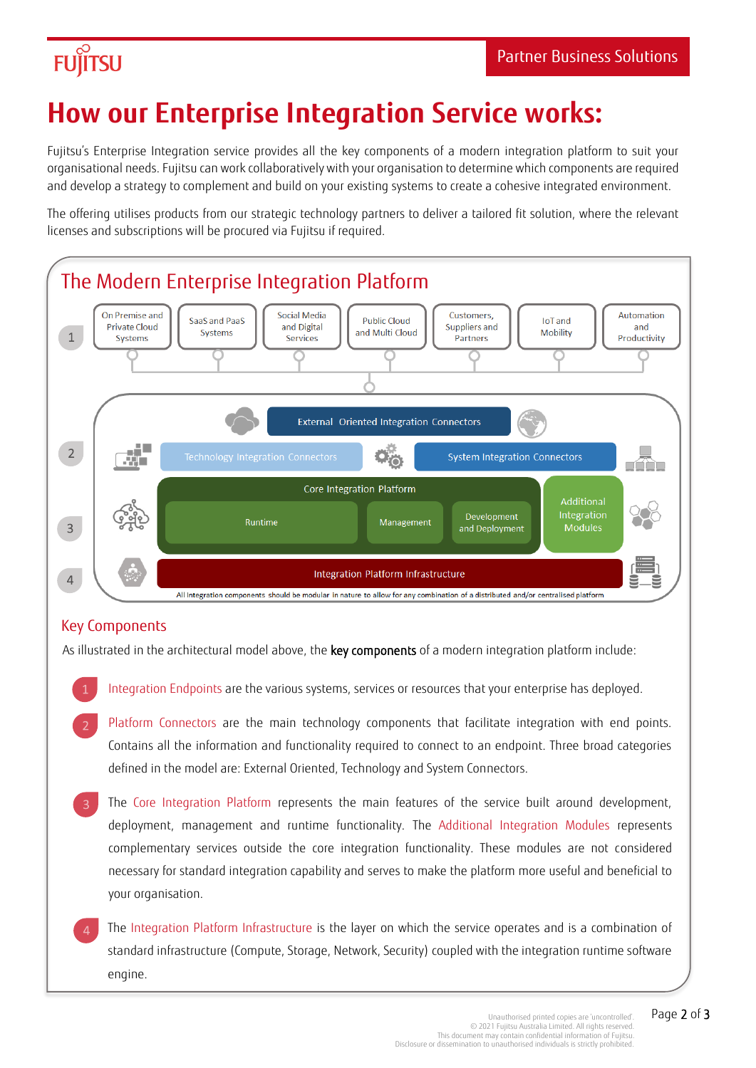# How our Enterprise Integration Service works:

Fujitsu's Enterprise Integration service provides all the key components of a modern integration platform to suit your organisational needs. Fujitsu can work collaboratively with your organisation to determine which components are required and develop a strategy to complement and build on your existing systems to create a cohesive integrated environment.

The offering utilises products from our strategic technology partners to deliver a tailored fit solution, where the relevant licenses and subscriptions will be procured via Fujitsu if required.

## The Modern Enterprise Integration Platform

1. On Premise and Private Cloud Systems | SaaS and PaaS Systems | Social Media and Digital Services | Public Cloud and Multi Cloud | Customers, Suppliers and Partners | IoT and Mobility | Automation and Productivity

2. External Oriented Integration Connectors | Technology Integration Connectors | System Integration Connectors

3. Core Integration Platform: Runtime | Management | Development and Deployment — Additional Integration Modules

4. Integration Platform Infrastructure

All integration components should be modular in nature to allow for any combination of a distributed and/or centralised platform

## Key Components

As illustrated in the architectural model above, the **key components** of a modern integration platform include:

1. Integration Endpoints are the various systems, services or resources that your enterprise has deployed.

2. Platform Connectors are the main technology components that facilitate integration with end points. Contains all the information and functionality required to connect to an endpoint. Three broad categories defined in the model are: External Oriented, Technology and System Connectors.

3. The Core Integration Platform represents the main features of the service built around development, deployment, management and runtime functionality. The Additional Integration Modules represents complementary services outside the core integration functionality. These modules are not considered necessary for standard integration capability and serves to make the platform more useful and beneficial to your organisation.

4. The Integration Platform Infrastructure is the layer on which the service operates and is a combination of standard infrastructure (Compute, Storage, Network, Security) coupled with the integration runtime software engine.

Unauthorised printed copies are 'uncontrolled'.
© 2021 Fujitsu Australia Limited. All rights reserved.
This document may contain confidential information of Fujitsu.
Disclosure or dissemination to unauthorised individuals is strictly prohibited.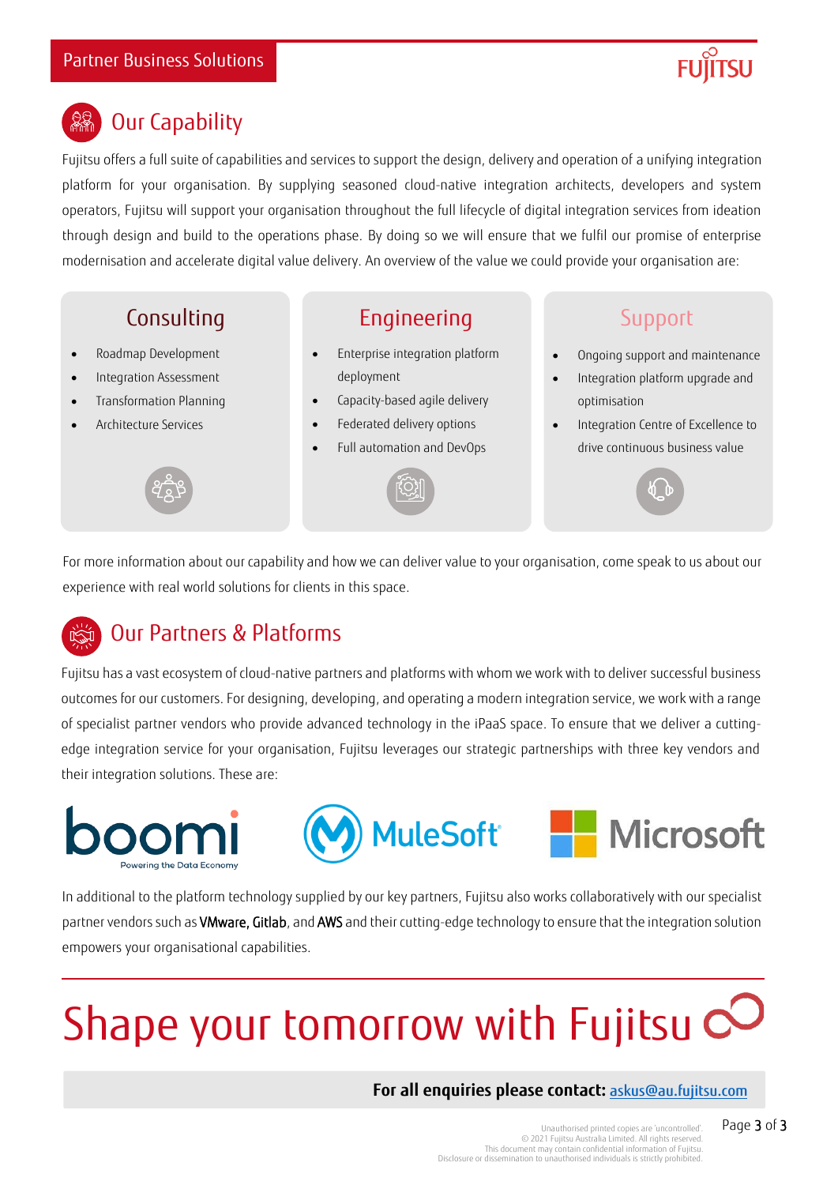## Our Capability

Fujitsu offers a full suite of capabilities and services to support the design, delivery and operation of a unifying integration platform for your organisation. By supplying seasoned cloud-native integration architects, developers and system operators, Fujitsu will support your organisation throughout the full lifecycle of digital integration services from ideation through design and build to the operations phase. By doing so we will ensure that we fulfil our promise of enterprise modernisation and accelerate digital value delivery. An overview of the value we could provide your organisation are:

### Consulting

- Roadmap Development
- Integration Assessment
- Transformation Planning
- Architecture Services

### Engineering

- Enterprise integration platform deployment
- Capacity-based agile delivery
- Federated delivery options
- Full automation and DevOps

### Support

- Ongoing support and maintenance
- Integration platform upgrade and optimisation
- Integration Centre of Excellence to drive continuous business value

For more information about our capability and how we can deliver value to your organisation, come speak to us about our experience with real world solutions for clients in this space.

## Our Partners & Platforms

Fujitsu has a vast ecosystem of cloud-native partners and platforms with whom we work with to deliver successful business outcomes for our customers. For designing, developing, and operating a modern integration service, we work with a range of specialist partner vendors who provide advanced technology in the iPaaS space. To ensure that we deliver a cutting-edge integration service for your organisation, Fujitsu leverages our strategic partnerships with three key vendors and their integration solutions. These are:

boomi — Powering the Data Economy

MuleSoft

Microsoft

In additional to the platform technology supplied by our key partners, Fujitsu also works collaboratively with our specialist partner vendors such as **VMware, Gitlab**, and **AWS** and their cutting-edge technology to ensure that the integration solution empowers your organisational capabilities.

# Shape your tomorrow with Fujitsu

**For all enquiries please contact:** askus@au.fujitsu.com

Unauthorised printed copies are 'uncontrolled'.
© 2021 Fujitsu Australia Limited. All rights reserved.
This document may contain confidential information of Fujitsu.
Disclosure or dissemination to unauthorised individuals is strictly prohibited.